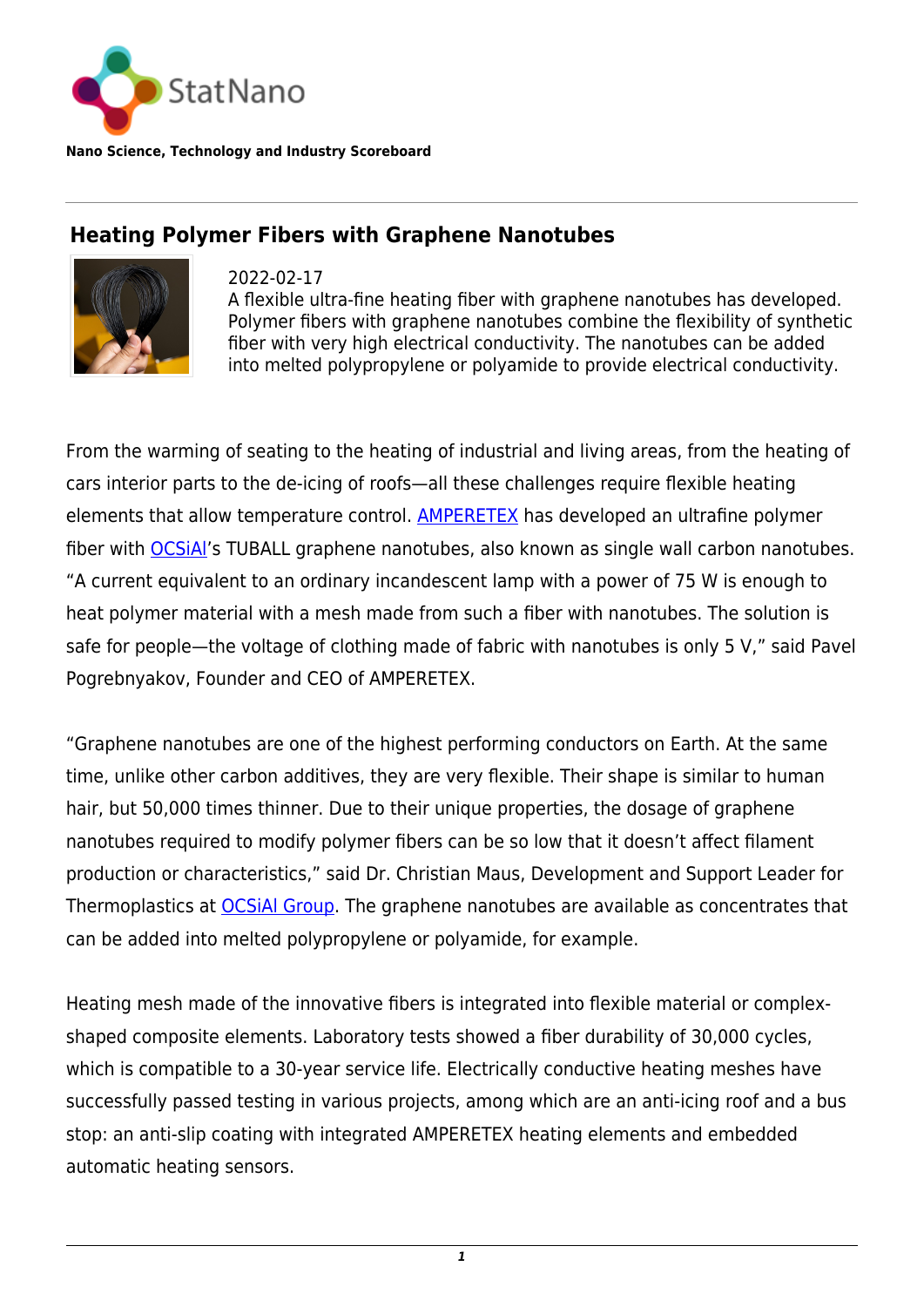StatNano

**Nano Science, Technology and Industry Scoreboard**

## Heating Polymer Fibers with Graphene Nanotubes

2022-02-17

A flexible ultra-fine heating fiber with graphene nanotubes has developed. Polymer fibers with graphene nanotubes combine the flexibility of synthetic fiber with very high electrical conductivity. The nanotubes can be added into melted polypropylene or polyamide to provide electrical conductivity.

From the warming of seating to the heating of industrial and living areas, from the heating of cars interior parts to the de-icing of roofs—all these challenges require flexible heating elements that allow temperature control. AMPERETEX has developed an ultrafine polymer fiber with OCSiAl's TUBALL graphene nanotubes, also known as single wall carbon nanotubes. "A current equivalent to an ordinary incandescent lamp with a power of 75 W is enough to heat polymer material with a mesh made from such a fiber with nanotubes. The solution is safe for people—the voltage of clothing made of fabric with nanotubes is only 5 V," said Pavel Pogrebnyakov, Founder and CEO of AMPERETEX.

"Graphene nanotubes are one of the highest performing conductors on Earth. At the same time, unlike other carbon additives, they are very flexible. Their shape is similar to human hair, but 50,000 times thinner. Due to their unique properties, the dosage of graphene nanotubes required to modify polymer fibers can be so low that it doesn't affect filament production or characteristics," said Dr. Christian Maus, Development and Support Leader for Thermoplastics at OCSiAl Group. The graphene nanotubes are available as concentrates that can be added into melted polypropylene or polyamide, for example.

Heating mesh made of the innovative fibers is integrated into flexible material or complex-shaped composite elements. Laboratory tests showed a fiber durability of 30,000 cycles, which is compatible to a 30-year service life. Electrically conductive heating meshes have successfully passed testing in various projects, among which are an anti-icing roof and a bus stop: an anti-slip coating with integrated AMPERETEX heating elements and embedded automatic heating sensors.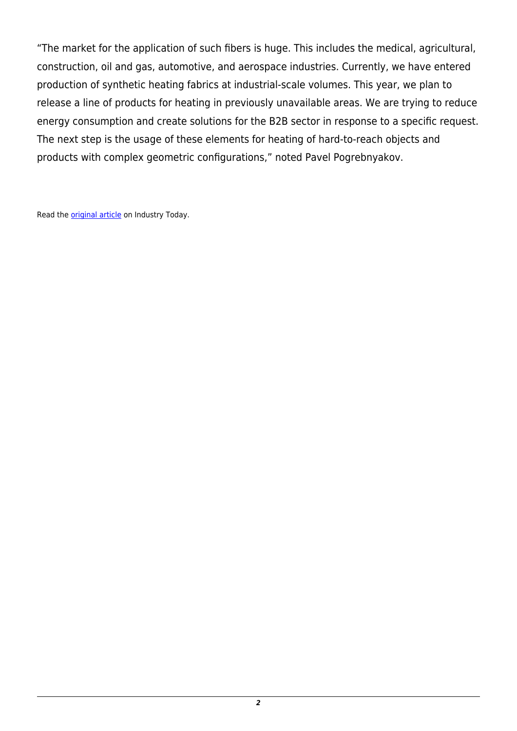"The market for the application of such fibers is huge. This includes the medical, agricultural, construction, oil and gas, automotive, and aerospace industries. Currently, we have entered production of synthetic heating fabrics at industrial-scale volumes. This year, we plan to release a line of products for heating in previously unavailable areas. We are trying to reduce energy consumption and create solutions for the B2B sector in response to a specific request. The next step is the usage of these elements for heating of hard-to-reach objects and products with complex geometric configurations," noted Pavel Pogrebnyakov.

Read the original article on Industry Today.